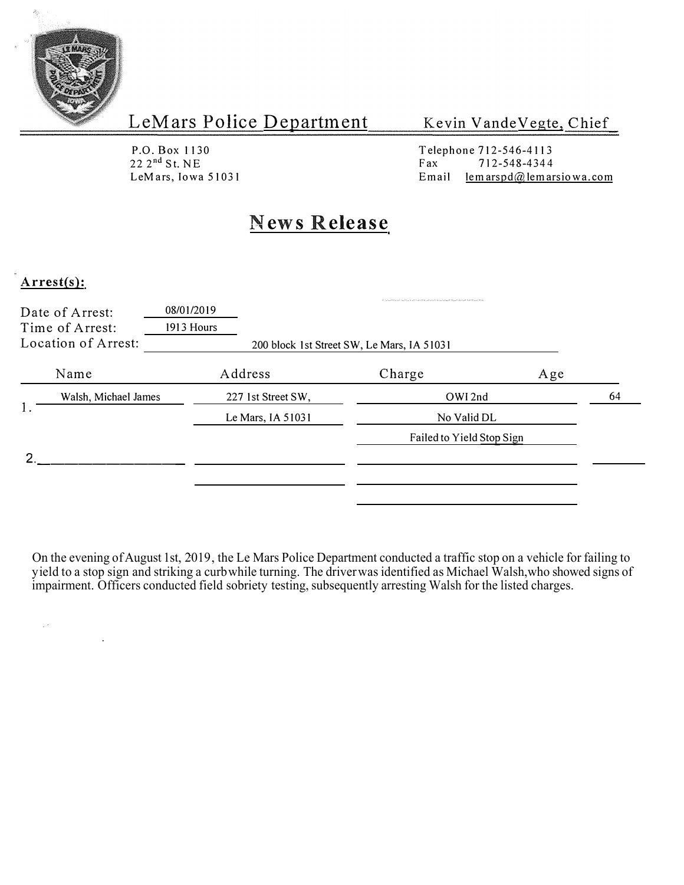# LeMars Police Department

**Kevin VandeVegte, Chief**

P.O. Box 1130
22 2nd St. NE
LeMars, Iowa 51031

Telephone 712-546-4113
Fax 712-548-4344
Email lemarspd@lemarsiowa.com

## News Release

**Arrest(s):**

Date of Arrest: 08/01/2019
Time of Arrest: 1913 Hours
Location of Arrest: 200 block 1st Street SW, Le Mars, IA 51031

| | Name | Address | Charge | Age |
|---|---|---|---|---|
| 1. | Walsh, Michael James | 227 1st Street SW, | OWI 2nd | 64 |
| | | Le Mars, IA 51031 | No Valid DL | |
| | | | Failed to Yield Stop Sign | |
| 2. | | | | |

On the evening of August 1st, 2019, the Le Mars Police Department conducted a traffic stop on a vehicle for failing to yield to a stop sign and striking a curb while turning. The driver was identified as Michael Walsh, who showed signs of impairment. Officers conducted field sobriety testing, subsequently arresting Walsh for the listed charges.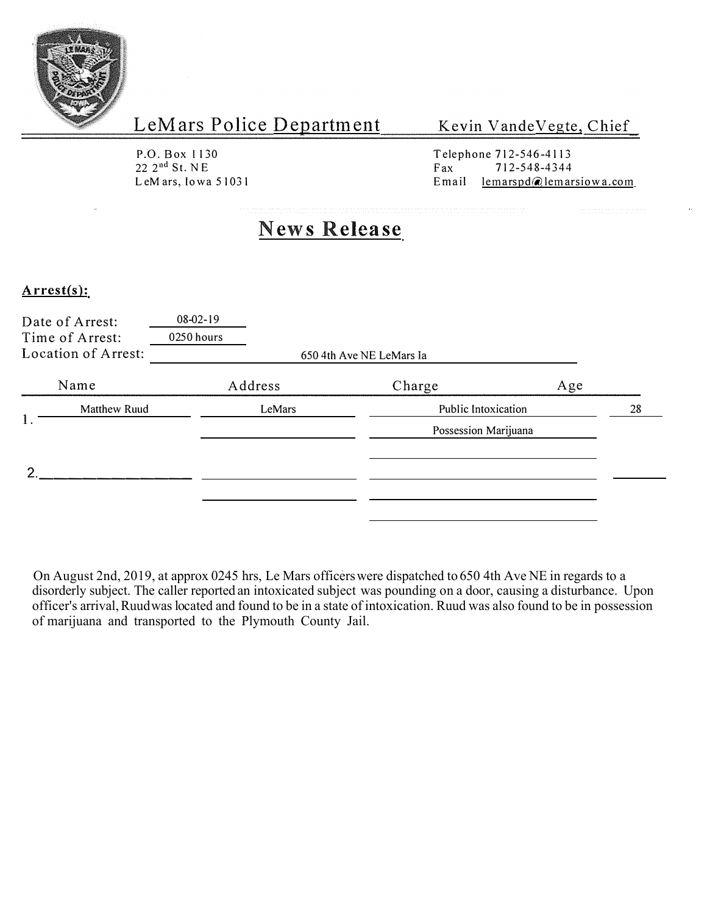# LeMars Police Department

Kevin VandeVegte, Chief

P.O. Box 1130
22 2nd St. NE
LeMars, Iowa 51031

Telephone 712-546-4113
Fax 712-548-4344
Email lemarspd@lemarsiowa.com

## News Release

**Arrest(s):**

Date of Arrest: 08-02-19
Time of Arrest: 0250 hours
Location of Arrest: 650 4th Ave NE LeMars Ia

| | Name | Address | Charge | Age |
|---|---|---|---|---|
| 1. | Matthew Ruud | LeMars | Public Intoxication | 28 |
| | | | Possession Marijuana | |
| 2. | | | | |

On August 2nd, 2019, at approx 0245 hrs, Le Mars officers were dispatched to 650 4th Ave NE in regards to a disorderly subject. The caller reported an intoxicated subject was pounding on a door, causing a disturbance. Upon officer's arrival, Ruud was located and found to be in a state of intoxication. Ruud was also found to be in possession of marijuana and transported to the Plymouth County Jail.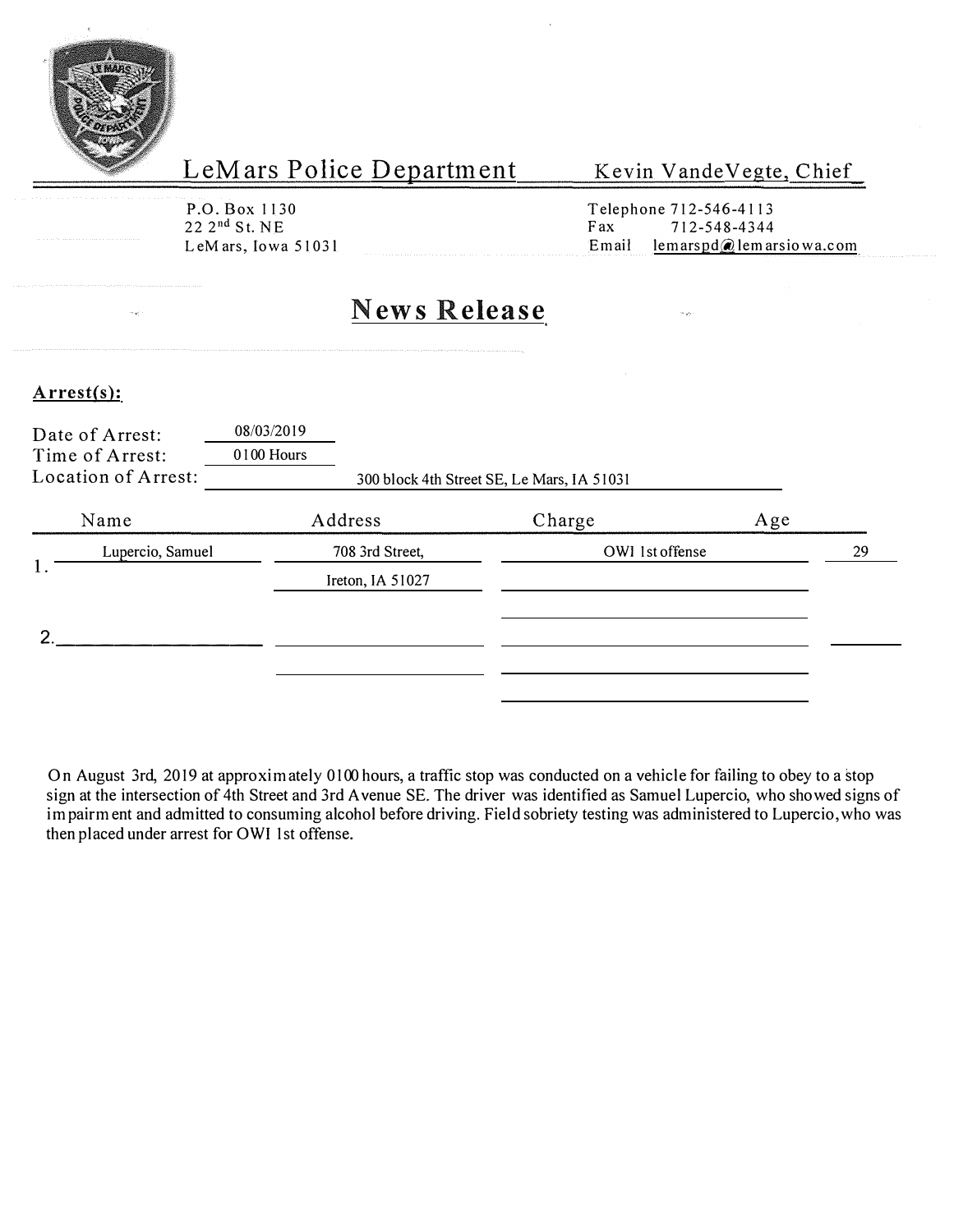# LeMars Police Department

**Kevin VandeVegte, Chief**

P.O. Box 1130
22 2nd St. NE
LeMars, Iowa 51031

Telephone 712-546-4113
Fax 712-548-4344
Email lemarspd@lemarsiowa.com

## News Release

**Arrest(s):**

Date of Arrest: 08/03/2019
Time of Arrest: 0100 Hours
Location of Arrest: 300 block 4th Street SE, Le Mars, IA 51031

| | Name | Address | Charge | Age |
|---|---|---|---|---|
| 1. | Lupercio, Samuel | 708 3rd Street, Ireton, IA 51027 | OWI 1st offense | 29 |
| 2. | | | | |

On August 3rd, 2019 at approximately 0100 hours, a traffic stop was conducted on a vehicle for failing to obey to a stop sign at the intersection of 4th Street and 3rd Avenue SE. The driver was identified as Samuel Lupercio, who showed signs of impairment and admitted to consuming alcohol before driving. Field sobriety testing was administered to Lupercio, who was then placed under arrest for OWI 1st offense.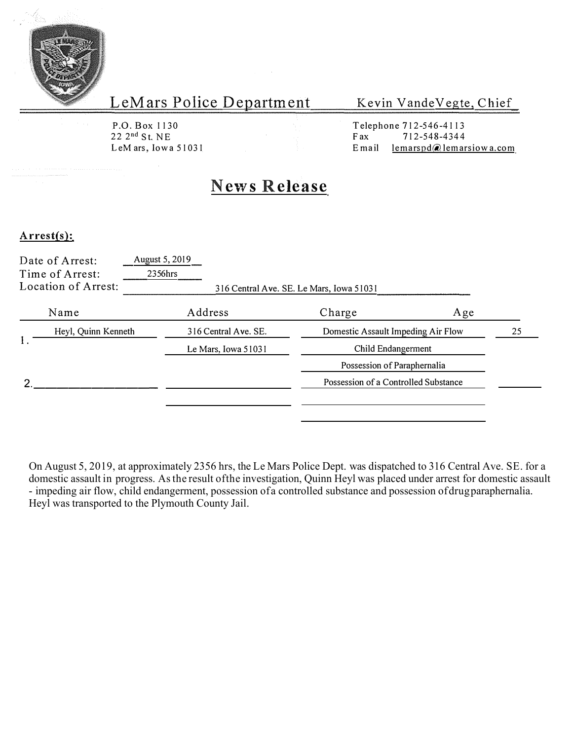# LeMars Police Department

**Kevin VandeVegte, Chief**

P.O. Box 1130
22 2nd St. NE
LeMars, Iowa 51031

Telephone 712-546-4113
Fax 712-548-4344
Email lemarspd@lemarsiowa.com

## News Release

**Arrest(s):**

Date of Arrest: August 5, 2019
Time of Arrest: 2356hrs
Location of Arrest: 316 Central Ave. SE. Le Mars, Iowa 51031

| | Name | Address | Charge | Age |
|---|---|---|---|---|
| 1. | Heyl, Quinn Kenneth | 316 Central Ave. SE. | Domestic Assault Impeding Air Flow | 25 |
| | | Le Mars, Iowa 51031 | Child Endangerment | |
| | | | Possession of Paraphernalia | |
| 2. | | | Possession of a Controlled Substance | |

On August 5, 2019, at approximately 2356 hrs, the Le Mars Police Dept. was dispatched to 316 Central Ave. SE. for a domestic assault in progress. As the result ofthe investigation, Quinn Heyl was placed under arrest for domestic assault - impeding air flow, child endangerment, possession ofa controlled substance and possession ofdrugparaphernalia. Heyl was transported to the Plymouth County Jail.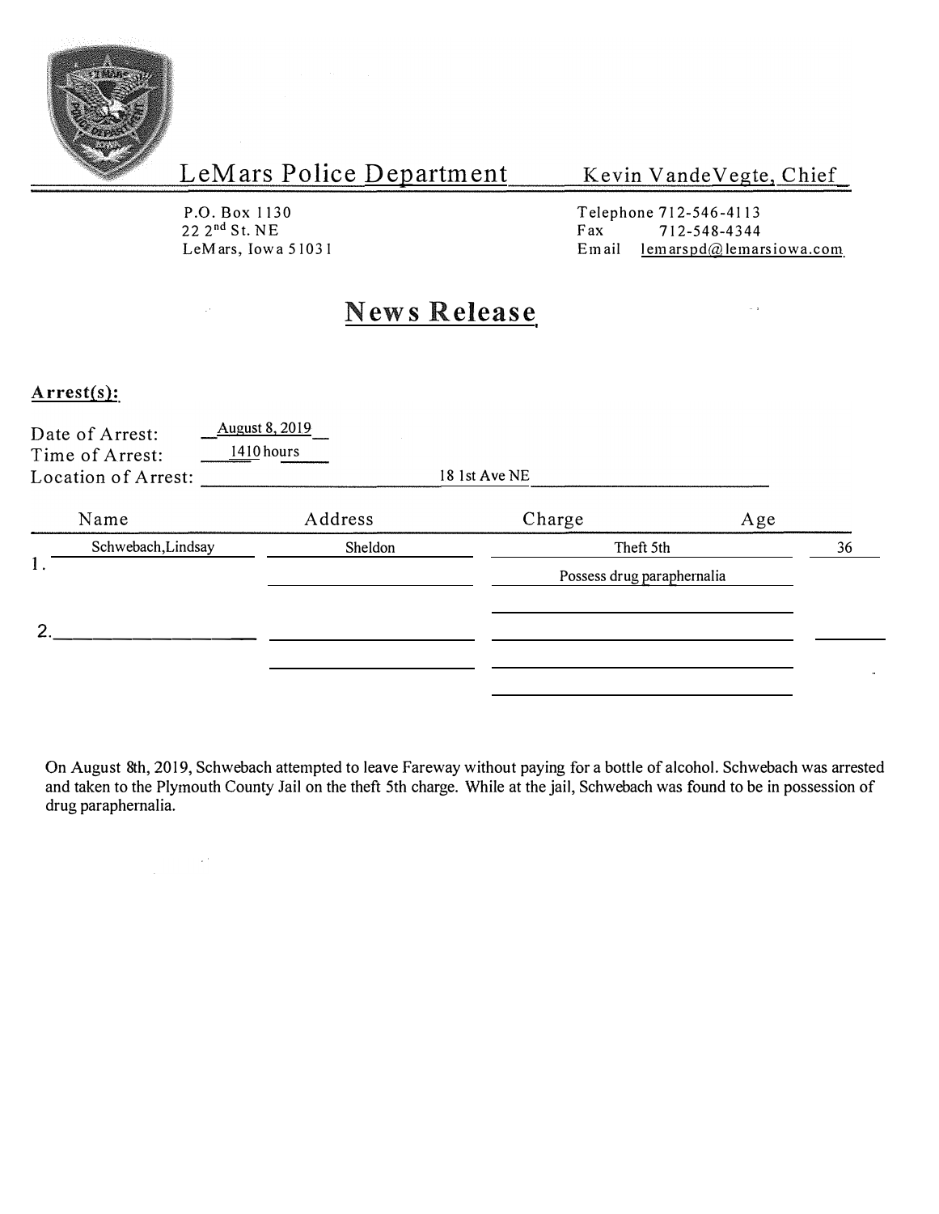# LeMars Police Department

Kevin VandeVegte, Chief

P.O. Box 1130
22 2nd St. NE
LeMars, Iowa 51031

Telephone 712-546-4113
Fax 712-548-4344
Email lemarspd@lemarsiowa.com

## News Release

**Arrest(s):**

Date of Arrest: August 8, 2019
Time of Arrest: 1410 hours
Location of Arrest: 18 1st Ave NE

| | Name | Address | Charge | Age |
|---|---|---|---|---|
| 1. | Schwebach,Lindsay | Sheldon | Theft 5th | 36 |
| | | | Possess drug paraphernalia | |
| 2. | | | | |

On August 8th, 2019, Schwebach attempted to leave Fareway without paying for a bottle of alcohol. Schwebach was arrested and taken to the Plymouth County Jail on the theft 5th charge. While at the jail, Schwebach was found to be in possession of drug paraphernalia.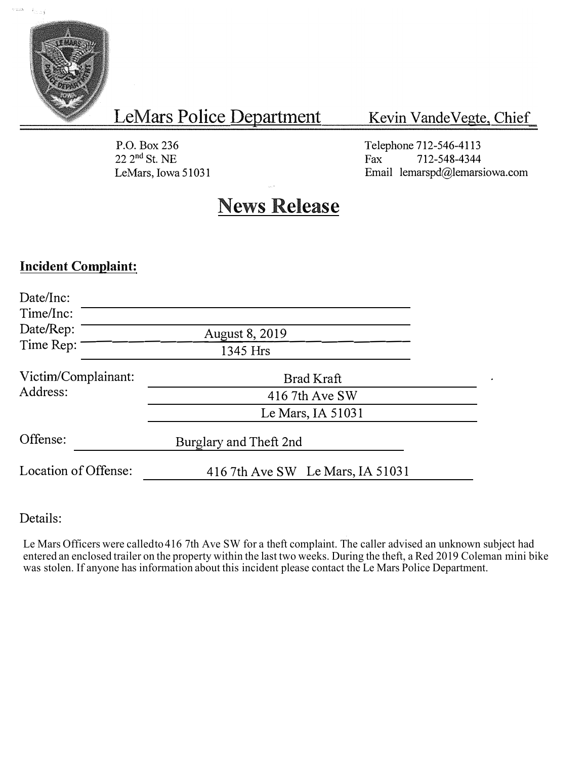# LeMars Police Department

Kevin VandeVegte, Chief

P.O. Box 236
22 2nd St. NE
LeMars, Iowa 51031

Telephone 712-546-4113
Fax 712-548-4344
Email lemarspd@lemarsiowa.com

## News Release

**Incident Complaint:**

Date/Inc:
Time/Inc:
Date/Rep: August 8, 2019
Time Rep: 1345 Hrs

Victim/Complainant: Brad Kraft
Address: 416 7th Ave SW
Le Mars, IA 51031

Offense: Burglary and Theft 2nd

Location of Offense: 416 7th Ave SW Le Mars, IA 51031

Details:

Le Mars Officers were calledto 416 7th Ave SW for a theft complaint. The caller advised an unknown subject had entered an enclosed trailer on the property within the last two weeks. During the theft, a Red 2019 Coleman mini bike was stolen. If anyone has information about this incident please contact the Le Mars Police Department.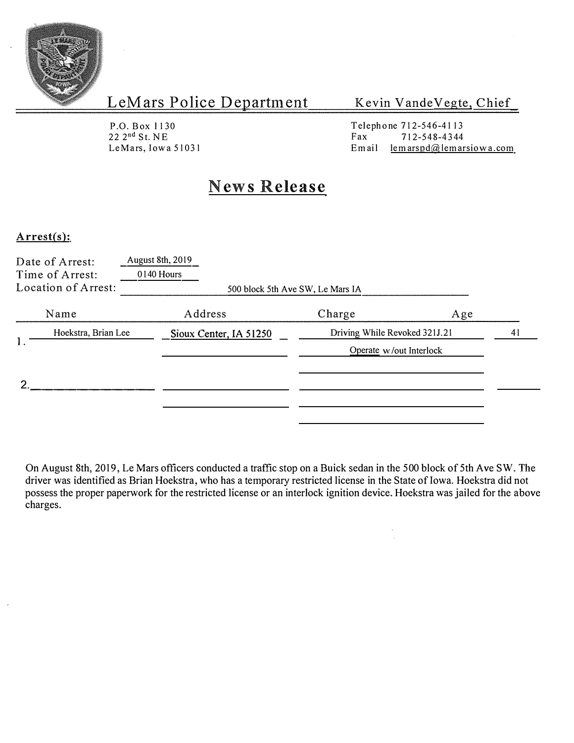LeMars Police Department — Kevin VandeVegte, Chief

P.O. Box 1130
22 2nd St. NE
LeMars, Iowa 51031

Telephone 712-546-4113
Fax 712-548-4344
Email lemarspd@lemarsiowa.com

# News Release

## Arrest(s):

Date of Arrest: August 8th, 2019
Time of Arrest: 0140 Hours
Location of Arrest: 500 block 5th Ave SW, Le Mars IA

| | Name | Address | Charge | Age |
|---|---|---|---|---|
| 1. | Hoekstra, Brian Lee | Sioux Center, IA 51250 | Driving While Revoked 321J.21 | 41 |
| | | | Operate w/out Interlock | |
| 2. | | | | |

On August 8th, 2019, Le Mars officers conducted a traffic stop on a Buick sedan in the 500 block of 5th Ave SW. The driver was identified as Brian Hoekstra, who has a temporary restricted license in the State of Iowa. Hoekstra did not possess the proper paperwork for the restricted license or an interlock ignition device. Hoekstra was jailed for the above charges.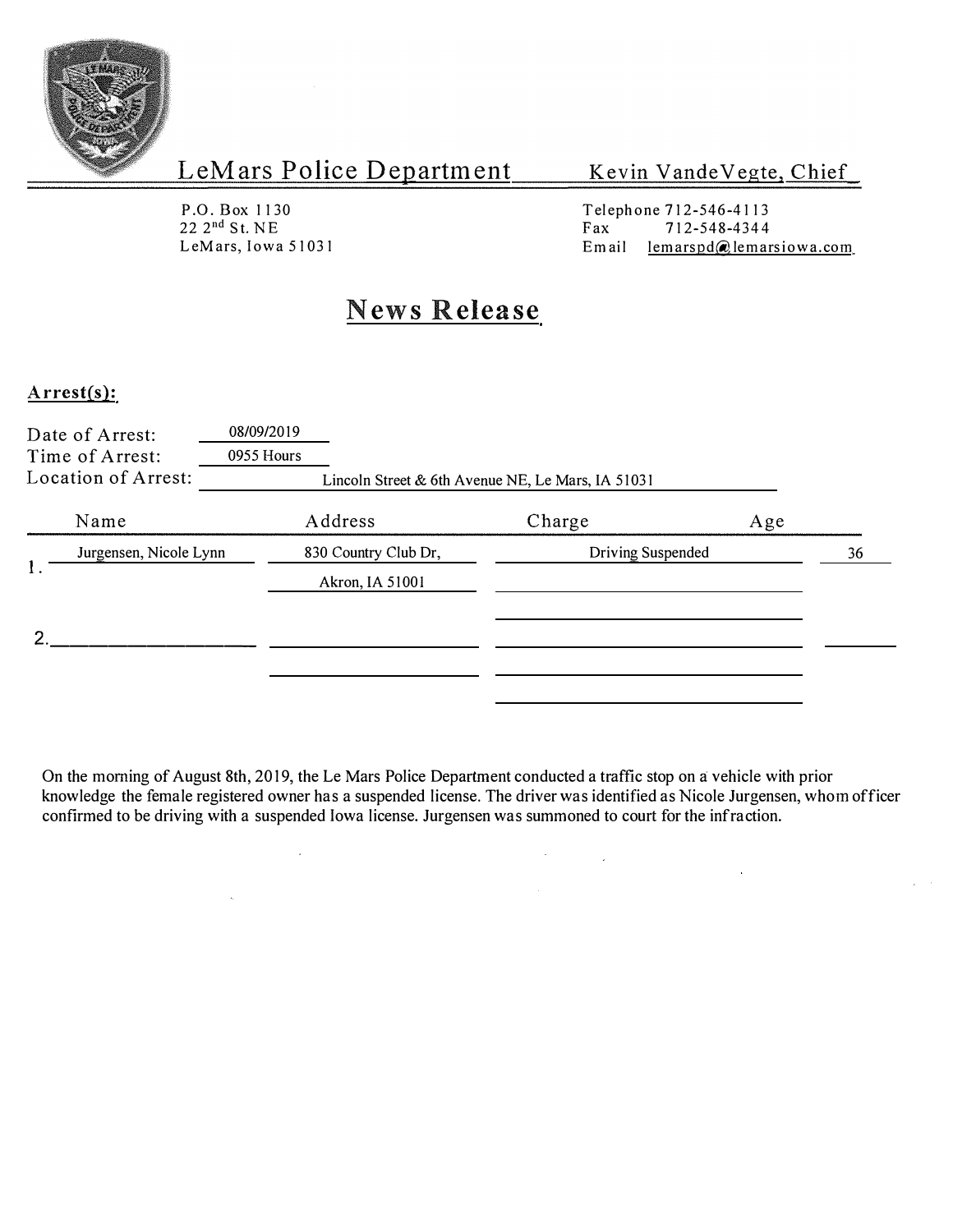# LeMars Police Department

Kevin VandeVegte, Chief

P.O. Box 1130
22 2nd St. NE
LeMars, Iowa 51031

Telephone 712-546-4113
Fax 712-548-4344
Email lemarspd@lemarsiowa.com

## News Release

**Arrest(s):**

Date of Arrest: 08/09/2019
Time of Arrest: 0955 Hours
Location of Arrest: Lincoln Street & 6th Avenue NE, Le Mars, IA 51031

| | Name | Address | Charge | Age |
|---|---|---|---|---|
| 1. | Jurgensen, Nicole Lynn | 830 Country Club Dr, Akron, IA 51001 | Driving Suspended | 36 |
| 2. | | | | |

On the morning of August 8th, 2019, the Le Mars Police Department conducted a traffic stop on a vehicle with prior knowledge the female registered owner has a suspended license. The driver was identified as Nicole Jurgensen, whom officer confirmed to be driving with a suspended Iowa license. Jurgensen was summoned to court for the infraction.